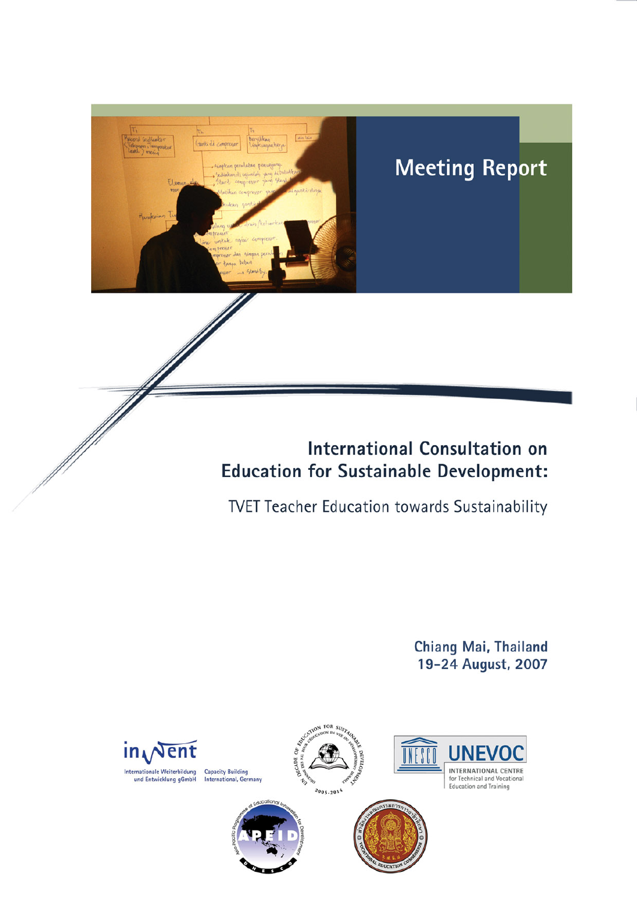# Meeting Report

## International Consultation on Education for Sustainable Development:

### TVET Teacher Education towards Sustainability

Chiang Mai, Thailand
19–24 August, 2007

InWEnt
Internationale Weiterbildung und Entwicklung gGmbH
Capacity Building International, Germany

UNESCO UNEVOC
INTERNATIONAL CENTRE for Technical and Vocational Education and Training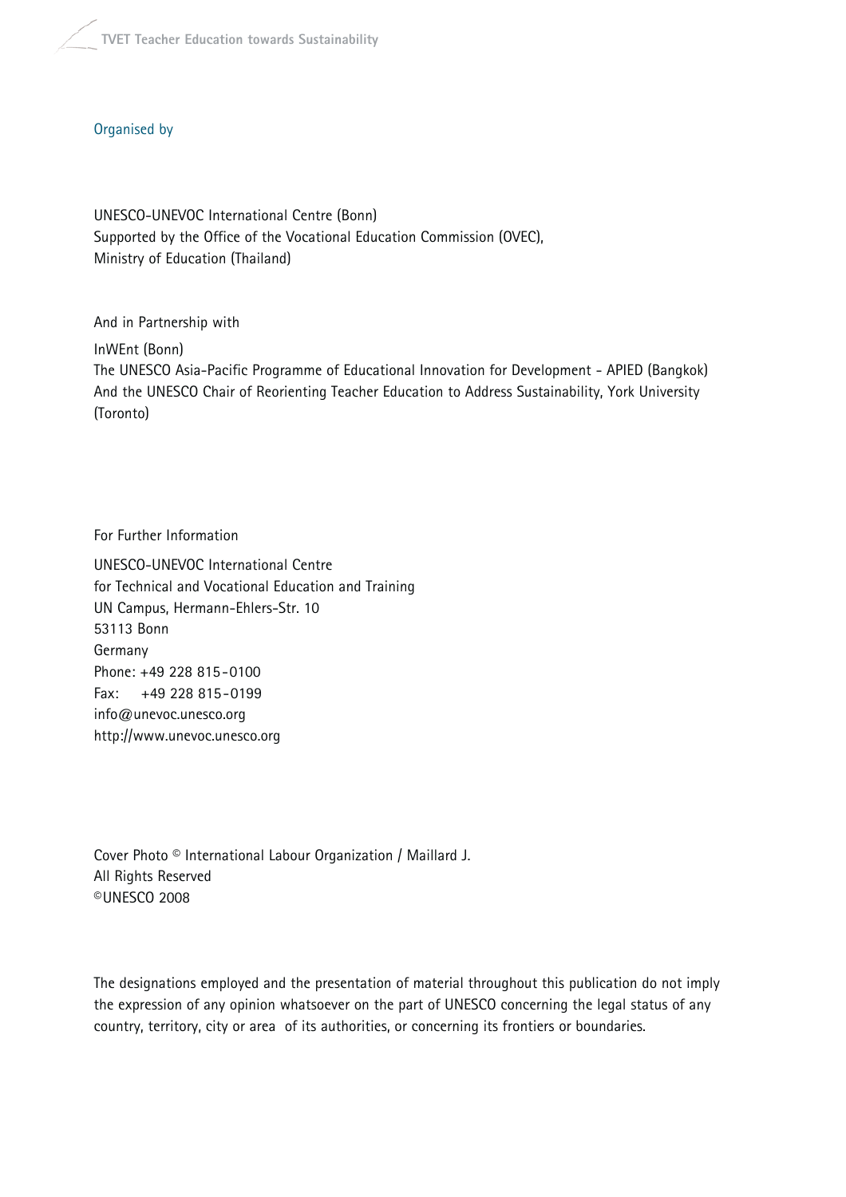Organised by

UNESCO-UNEVOC International Centre (Bonn)
Supported by the Office of the Vocational Education Commission (OVEC),
Ministry of Education (Thailand)

And in Partnership with

InWEnt (Bonn)
The UNESCO Asia-Pacific Programme of Educational Innovation for Development - APIED (Bangkok)
And the UNESCO Chair of Reorienting Teacher Education to Address Sustainability, York University (Toronto)

For Further Information

UNESCO-UNEVOC International Centre
for Technical and Vocational Education and Training
UN Campus, Hermann-Ehlers-Str. 10
53113 Bonn
Germany
Phone: +49 228 815-0100
Fax: +49 228 815-0199
info@unevoc.unesco.org
http://www.unevoc.unesco.org

Cover Photo © International Labour Organization / Maillard J.
All Rights Reserved
©UNESCO 2008

The designations employed and the presentation of material throughout this publication do not imply the expression of any opinion whatsoever on the part of UNESCO concerning the legal status of any country, territory, city or area of its authorities, or concerning its frontiers or boundaries.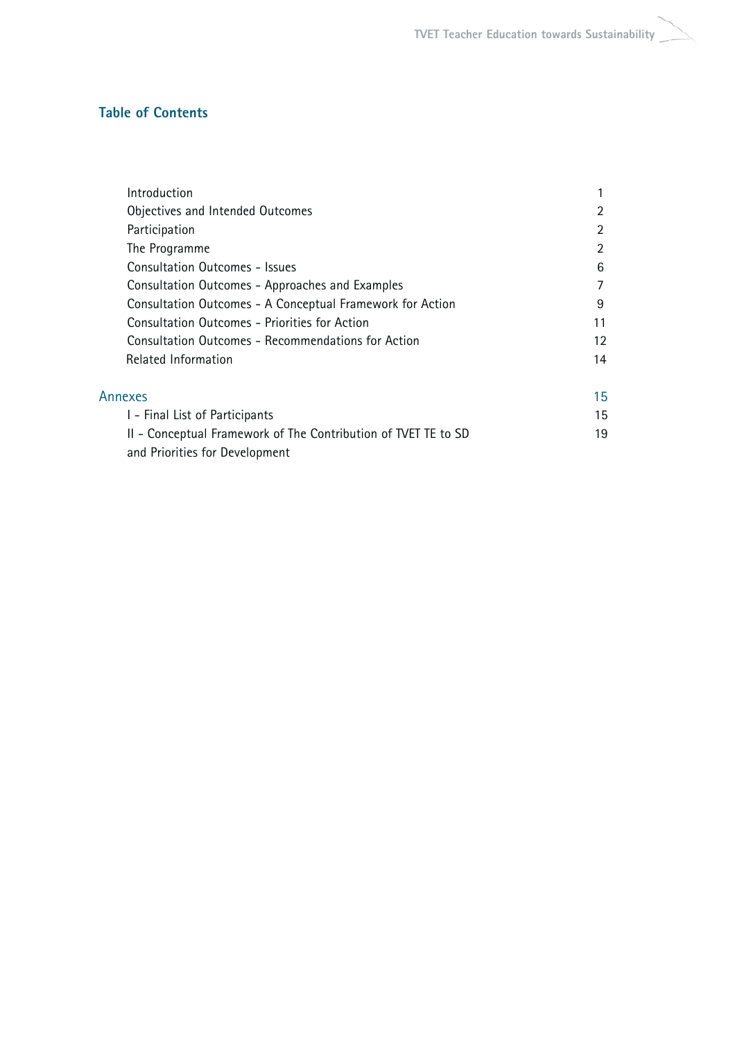## Table of Contents

| | |
|---|---|
| Introduction | 1 |
| Objectives and Intended Outcomes | 2 |
| Participation | 2 |
| The Programme | 2 |
| Consultation Outcomes - Issues | 6 |
| Consultation Outcomes - Approaches and Examples | 7 |
| Consultation Outcomes - A Conceptual Framework for Action | 9 |
| Consultation Outcomes - Priorities for Action | 11 |
| Consultation Outcomes - Recommendations for Action | 12 |
| Related Information | 14 |
| **Annexes** | **15** |
| I - Final List of Participants | 15 |
| II - Conceptual Framework of The Contribution of TVET TE to SD and Priorities for Development | 19 |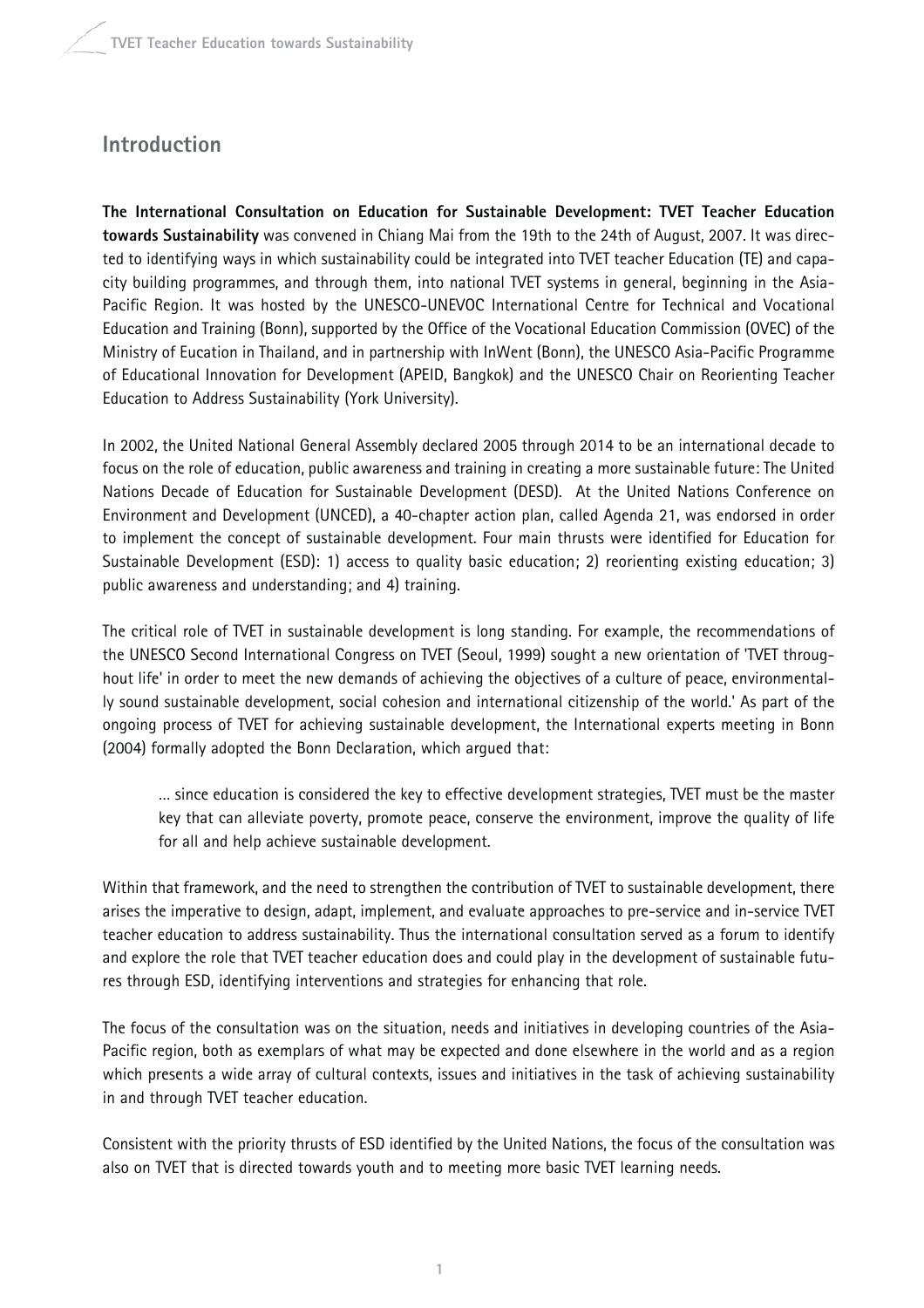## Introduction

**The International Consultation on Education for Sustainable Development: TVET Teacher Education towards Sustainability** was convened in Chiang Mai from the 19th to the 24th of August, 2007. It was directed to identifying ways in which sustainability could be integrated into TVET teacher Education (TE) and capacity building programmes, and through them, into national TVET systems in general, beginning in the Asia-Pacific Region. It was hosted by the UNESCO-UNEVOC International Centre for Technical and Vocational Education and Training (Bonn), supported by the Office of the Vocational Education Commission (OVEC) of the Ministry of Eucation in Thailand, and in partnership with InWent (Bonn), the UNESCO Asia-Pacific Programme of Educational Innovation for Development (APEID, Bangkok) and the UNESCO Chair on Reorienting Teacher Education to Address Sustainability (York University).

In 2002, the United National General Assembly declared 2005 through 2014 to be an international decade to focus on the role of education, public awareness and training in creating a more sustainable future: The United Nations Decade of Education for Sustainable Development (DESD). At the United Nations Conference on Environment and Development (UNCED), a 40-chapter action plan, called Agenda 21, was endorsed in order to implement the concept of sustainable development. Four main thrusts were identified for Education for Sustainable Development (ESD): 1) access to quality basic education; 2) reorienting existing education; 3) public awareness and understanding; and 4) training.

The critical role of TVET in sustainable development is long standing. For example, the recommendations of the UNESCO Second International Congress on TVET (Seoul, 1999) sought a new orientation of 'TVET throughout life' in order to meet the new demands of achieving the objectives of a culture of peace, environmentally sound sustainable development, social cohesion and international citizenship of the world.' As part of the ongoing process of TVET for achieving sustainable development, the International experts meeting in Bonn (2004) formally adopted the Bonn Declaration, which argued that:

> ... since education is considered the key to effective development strategies, TVET must be the master key that can alleviate poverty, promote peace, conserve the environment, improve the quality of life for all and help achieve sustainable development.

Within that framework, and the need to strengthen the contribution of TVET to sustainable development, there arises the imperative to design, adapt, implement, and evaluate approaches to pre-service and in-service TVET teacher education to address sustainability. Thus the international consultation served as a forum to identify and explore the role that TVET teacher education does and could play in the development of sustainable futures through ESD, identifying interventions and strategies for enhancing that role.

The focus of the consultation was on the situation, needs and initiatives in developing countries of the Asia-Pacific region, both as exemplars of what may be expected and done elsewhere in the world and as a region which presents a wide array of cultural contexts, issues and initiatives in the task of achieving sustainability in and through TVET teacher education.

Consistent with the priority thrusts of ESD identified by the United Nations, the focus of the consultation was also on TVET that is directed towards youth and to meeting more basic TVET learning needs.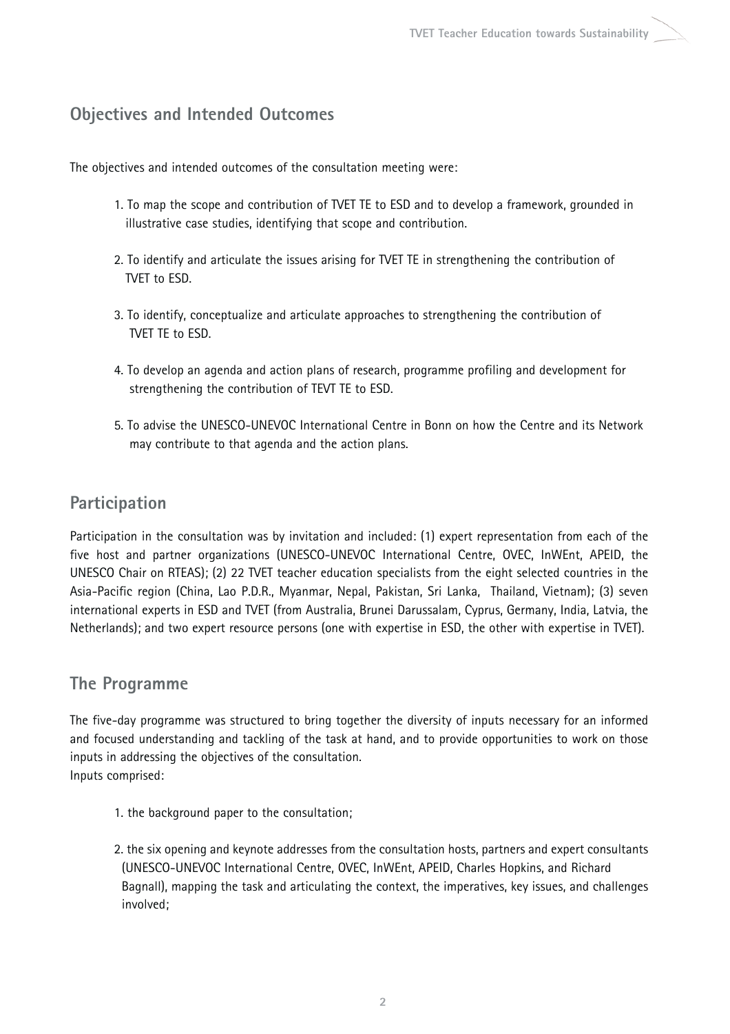## Objectives and Intended Outcomes

The objectives and intended outcomes of the consultation meeting were:

1. To map the scope and contribution of TVET TE to ESD and to develop a framework, grounded in illustrative case studies, identifying that scope and contribution.

2. To identify and articulate the issues arising for TVET TE in strengthening the contribution of TVET to ESD.

3. To identify, conceptualize and articulate approaches to strengthening the contribution of TVET TE to ESD.

4. To develop an agenda and action plans of research, programme profiling and development for strengthening the contribution of TEVT TE to ESD.

5. To advise the UNESCO-UNEVOC International Centre in Bonn on how the Centre and its Network may contribute to that agenda and the action plans.

## Participation

Participation in the consultation was by invitation and included: (1) expert representation from each of the five host and partner organizations (UNESCO-UNEVOC International Centre, OVEC, InWEnt, APEID, the UNESCO Chair on RTEAS); (2) 22 TVET teacher education specialists from the eight selected countries in the Asia-Pacific region (China, Lao P.D.R., Myanmar, Nepal, Pakistan, Sri Lanka, Thailand, Vietnam); (3) seven international experts in ESD and TVET (from Australia, Brunei Darussalam, Cyprus, Germany, India, Latvia, the Netherlands); and two expert resource persons (one with expertise in ESD, the other with expertise in TVET).

## The Programme

The five-day programme was structured to bring together the diversity of inputs necessary for an informed and focused understanding and tackling of the task at hand, and to provide opportunities to work on those inputs in addressing the objectives of the consultation.
Inputs comprised:

1. the background paper to the consultation;

2. the six opening and keynote addresses from the consultation hosts, partners and expert consultants (UNESCO-UNEVOC International Centre, OVEC, InWEnt, APEID, Charles Hopkins, and Richard Bagnall), mapping the task and articulating the context, the imperatives, key issues, and challenges involved;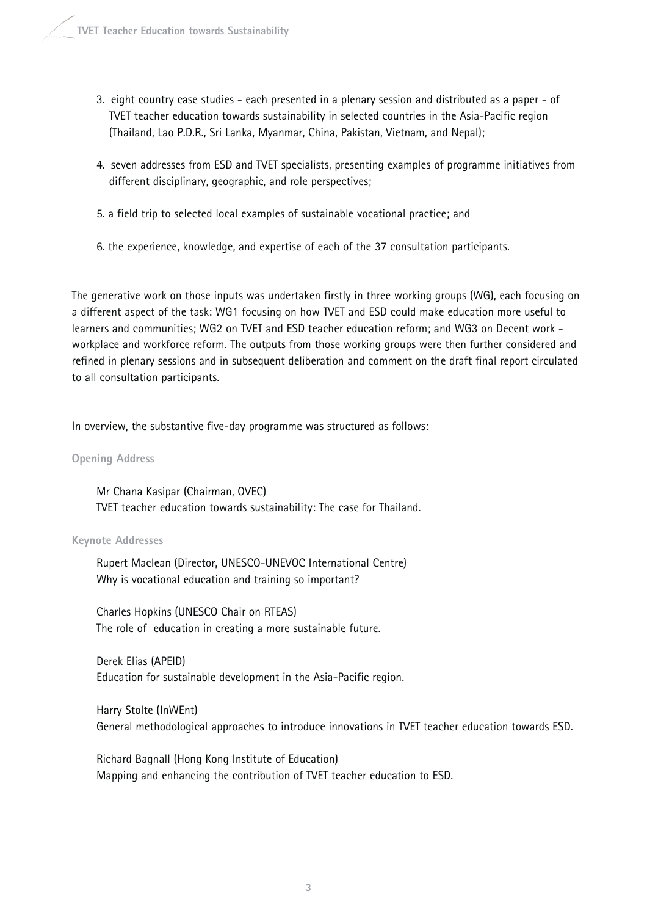3. eight country case studies - each presented in a plenary session and distributed as a paper - of TVET teacher education towards sustainability in selected countries in the Asia-Pacific region (Thailand, Lao P.D.R., Sri Lanka, Myanmar, China, Pakistan, Vietnam, and Nepal);

4. seven addresses from ESD and TVET specialists, presenting examples of programme initiatives from different disciplinary, geographic, and role perspectives;

5. a field trip to selected local examples of sustainable vocational practice; and

6. the experience, knowledge, and expertise of each of the 37 consultation participants.

The generative work on those inputs was undertaken firstly in three working groups (WG), each focusing on a different aspect of the task: WG1 focusing on how TVET and ESD could make education more useful to learners and communities; WG2 on TVET and ESD teacher education reform; and WG3 on Decent work - workplace and workforce reform. The outputs from those working groups were then further considered and refined in plenary sessions and in subsequent deliberation and comment on the draft final report circulated to all consultation participants.

In overview, the substantive five-day programme was structured as follows:

#### Opening Address

Mr Chana Kasipar (Chairman, OVEC)
TVET teacher education towards sustainability: The case for Thailand.

#### Keynote Addresses

Rupert Maclean (Director, UNESCO-UNEVOC International Centre)
Why is vocational education and training so important?

Charles Hopkins (UNESCO Chair on RTEAS)
The role of education in creating a more sustainable future.

Derek Elias (APEID)
Education for sustainable development in the Asia-Pacific region.

Harry Stolte (InWEnt)
General methodological approaches to introduce innovations in TVET teacher education towards ESD.

Richard Bagnall (Hong Kong Institute of Education)
Mapping and enhancing the contribution of TVET teacher education to ESD.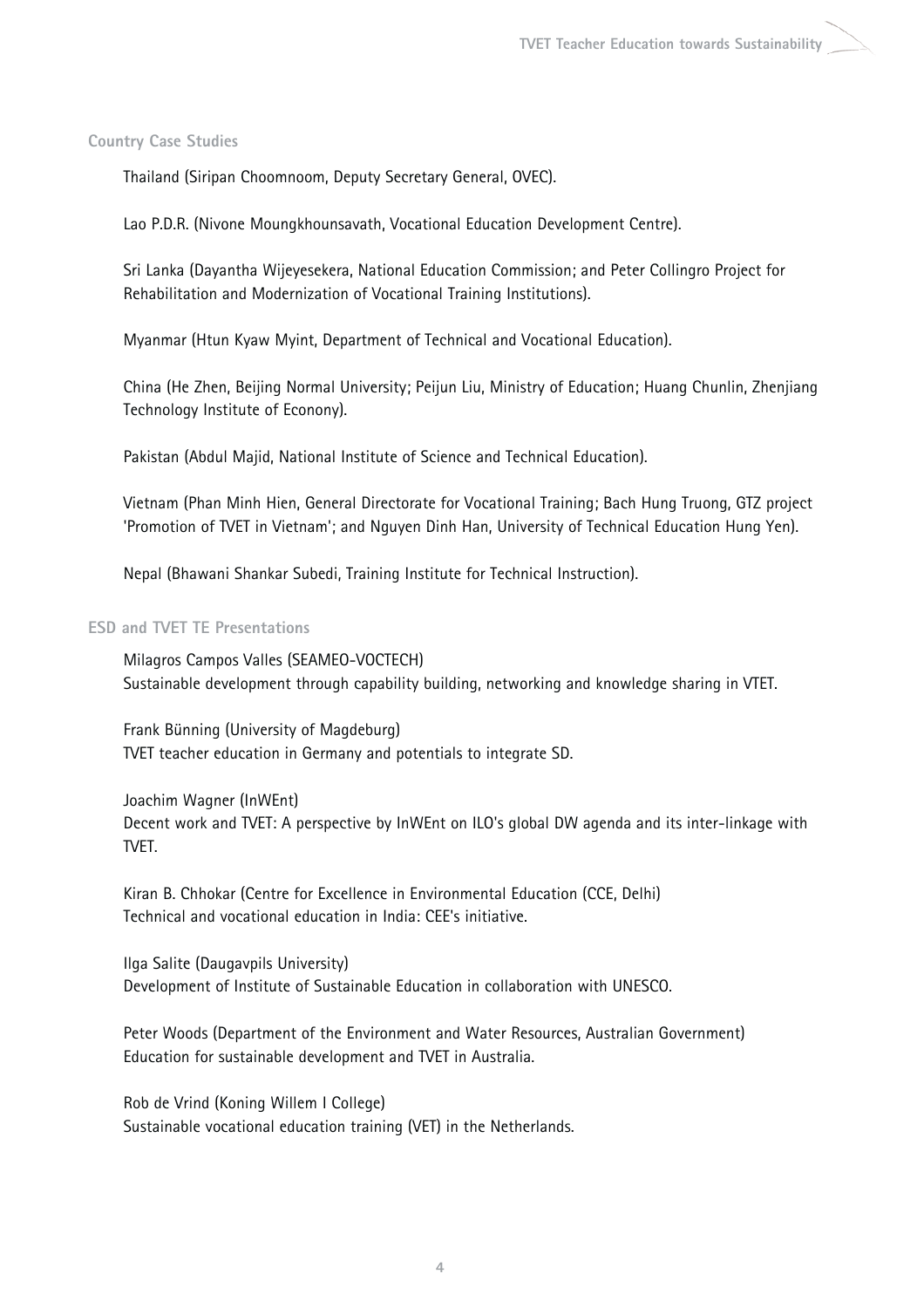**Country Case Studies**

Thailand (Siripan Choomnoom, Deputy Secretary General, OVEC).

Lao P.D.R. (Nivone Moungkhounsavath, Vocational Education Development Centre).

Sri Lanka (Dayantha Wijeyesekera, National Education Commission; and Peter Collingro Project for Rehabilitation and Modernization of Vocational Training Institutions).

Myanmar (Htun Kyaw Myint, Department of Technical and Vocational Education).

China (He Zhen, Beijing Normal University; Peijun Liu, Ministry of Education; Huang Chunlin, Zhenjiang Technology Institute of Econony).

Pakistan (Abdul Majid, National Institute of Science and Technical Education).

Vietnam (Phan Minh Hien, General Directorate for Vocational Training; Bach Hung Truong, GTZ project 'Promotion of TVET in Vietnam'; and Nguyen Dinh Han, University of Technical Education Hung Yen).

Nepal (Bhawani Shankar Subedi, Training Institute for Technical Instruction).

**ESD and TVET TE Presentations**

Milagros Campos Valles (SEAMEO-VOCTECH)
Sustainable development through capability building, networking and knowledge sharing in VTET.

Frank Bünning (University of Magdeburg)
TVET teacher education in Germany and potentials to integrate SD.

Joachim Wagner (InWEnt)
Decent work and TVET: A perspective by InWEnt on ILO's global DW agenda and its inter-linkage with TVET.

Kiran B. Chhokar (Centre for Excellence in Environmental Education (CCE, Delhi)
Technical and vocational education in India: CEE's initiative.

Ilga Salite (Daugavpils University)
Development of Institute of Sustainable Education in collaboration with UNESCO.

Peter Woods (Department of the Environment and Water Resources, Australian Government)
Education for sustainable development and TVET in Australia.

Rob de Vrind (Koning Willem I College)
Sustainable vocational education training (VET) in the Netherlands.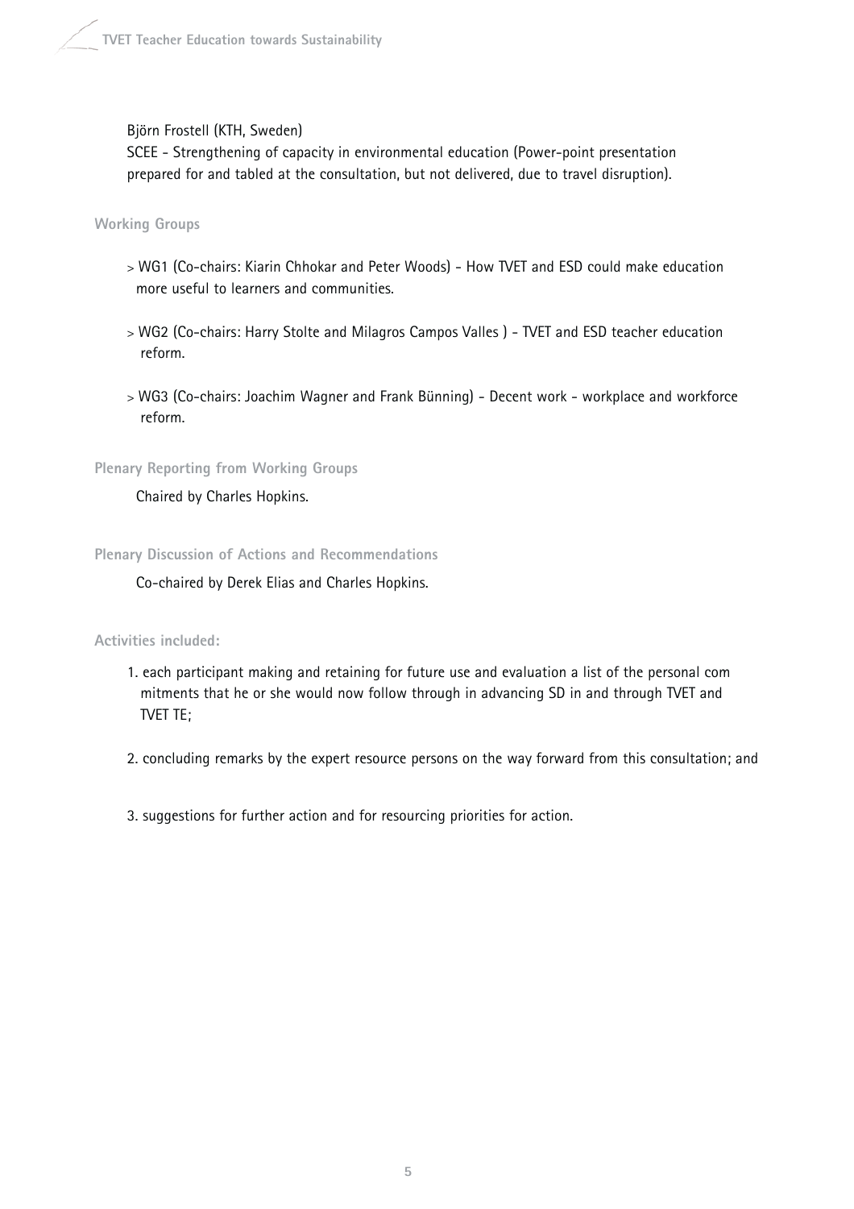Björn Frostell (KTH, Sweden)
SCEE - Strengthening of capacity in environmental education (Power-point presentation prepared for and tabled at the consultation, but not delivered, due to travel disruption).

### Working Groups

- WG1 (Co-chairs: Kiarin Chhokar and Peter Woods) - How TVET and ESD could make education more useful to learners and communities.
- WG2 (Co-chairs: Harry Stolte and Milagros Campos Valles ) - TVET and ESD teacher education reform.
- WG3 (Co-chairs: Joachim Wagner and Frank Bünning) - Decent work - workplace and workforce reform.

### Plenary Reporting from Working Groups

Chaired by Charles Hopkins.

### Plenary Discussion of Actions and Recommendations

Co-chaired by Derek Elias and Charles Hopkins.

### Activities included:

1. each participant making and retaining for future use and evaluation a list of the personal com mitments that he or she would now follow through in advancing SD in and through TVET and TVET TE;
2. concluding remarks by the expert resource persons on the way forward from this consultation; and
3. suggestions for further action and for resourcing priorities for action.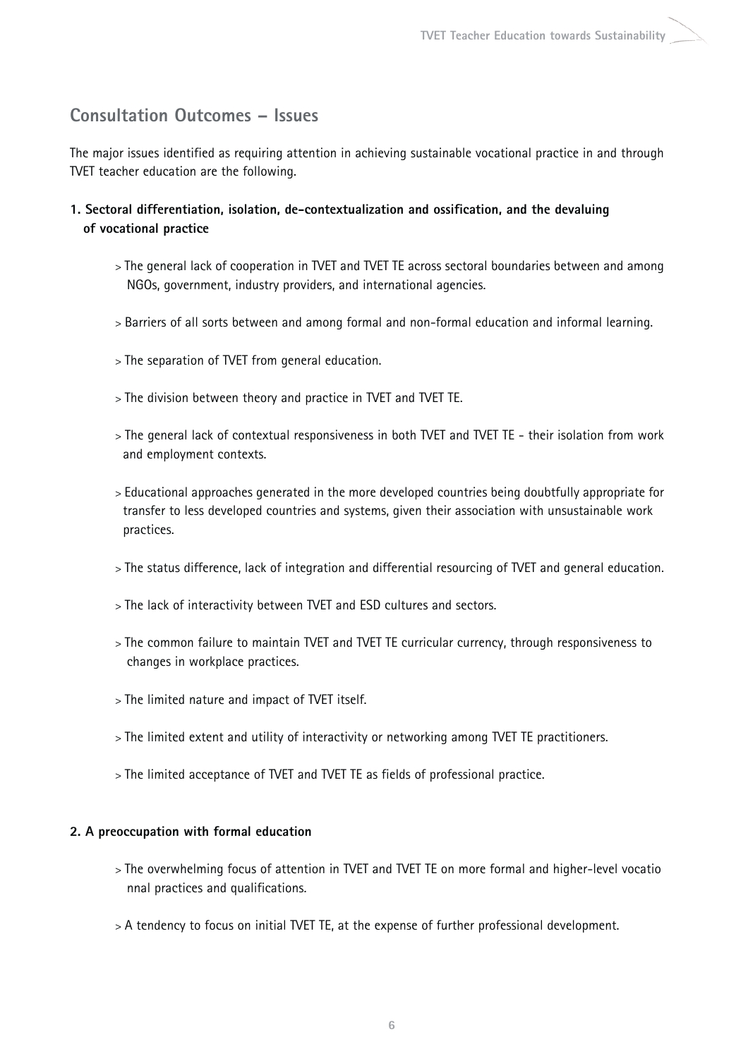## Consultation Outcomes – Issues

The major issues identified as requiring attention in achieving sustainable vocational practice in and through TVET teacher education are the following.

**1. Sectoral differentiation, isolation, de-contextualization and ossification, and the devaluing of vocational practice**

> The general lack of cooperation in TVET and TVET TE across sectoral boundaries between and among NGOs, government, industry providers, and international agencies.

> Barriers of all sorts between and among formal and non-formal education and informal learning.

> The separation of TVET from general education.

> The division between theory and practice in TVET and TVET TE.

> The general lack of contextual responsiveness in both TVET and TVET TE - their isolation from work and employment contexts.

> Educational approaches generated in the more developed countries being doubtfully appropriate for transfer to less developed countries and systems, given their association with unsustainable work practices.

> The status difference, lack of integration and differential resourcing of TVET and general education.

> The lack of interactivity between TVET and ESD cultures and sectors.

> The common failure to maintain TVET and TVET TE curricular currency, through responsiveness to changes in workplace practices.

> The limited nature and impact of TVET itself.

> The limited extent and utility of interactivity or networking among TVET TE practitioners.

> The limited acceptance of TVET and TVET TE as fields of professional practice.

**2. A preoccupation with formal education**

> The overwhelming focus of attention in TVET and TVET TE on more formal and higher-level vocatio nnal practices and qualifications.

> A tendency to focus on initial TVET TE, at the expense of further professional development.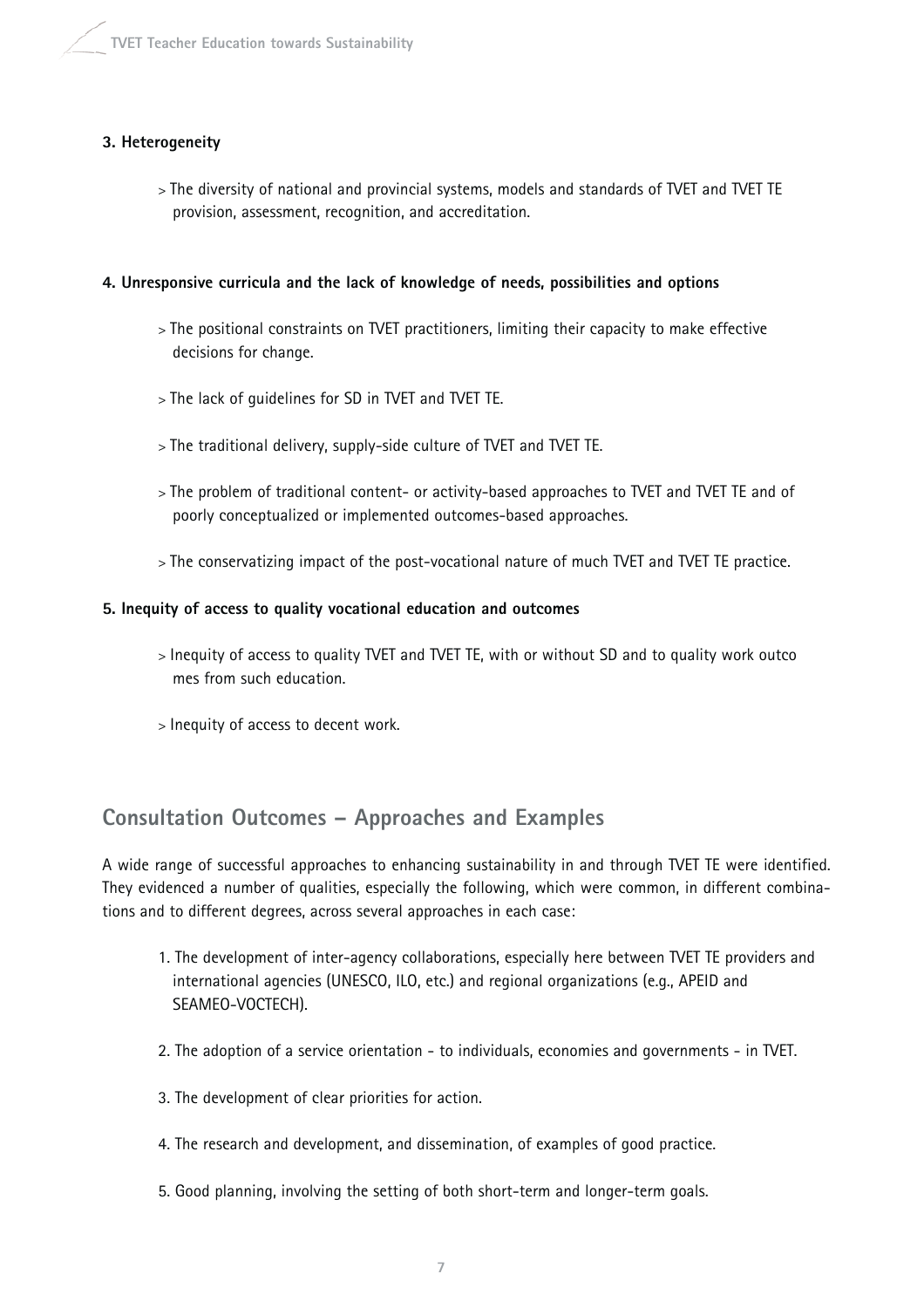**3. Heterogeneity**

> The diversity of national and provincial systems, models and standards of TVET and TVET TE provision, assessment, recognition, and accreditation.

**4. Unresponsive curricula and the lack of knowledge of needs, possibilities and options**

> The positional constraints on TVET practitioners, limiting their capacity to make effective decisions for change.

> The lack of guidelines for SD in TVET and TVET TE.

> The traditional delivery, supply-side culture of TVET and TVET TE.

> The problem of traditional content- or activity-based approaches to TVET and TVET TE and of poorly conceptualized or implemented outcomes-based approaches.

> The conservatizing impact of the post-vocational nature of much TVET and TVET TE practice.

**5. Inequity of access to quality vocational education and outcomes**

> Inequity of access to quality TVET and TVET TE, with or without SD and to quality work outcomes from such education.

> Inequity of access to decent work.

## Consultation Outcomes – Approaches and Examples

A wide range of successful approaches to enhancing sustainability in and through TVET TE were identified. They evidenced a number of qualities, especially the following, which were common, in different combinations and to different degrees, across several approaches in each case:

1. The development of inter-agency collaborations, especially here between TVET TE providers and international agencies (UNESCO, ILO, etc.) and regional organizations (e.g., APEID and SEAMEO-VOCTECH).
2. The adoption of a service orientation - to individuals, economies and governments - in TVET.
3. The development of clear priorities for action.
4. The research and development, and dissemination, of examples of good practice.
5. Good planning, involving the setting of both short-term and longer-term goals.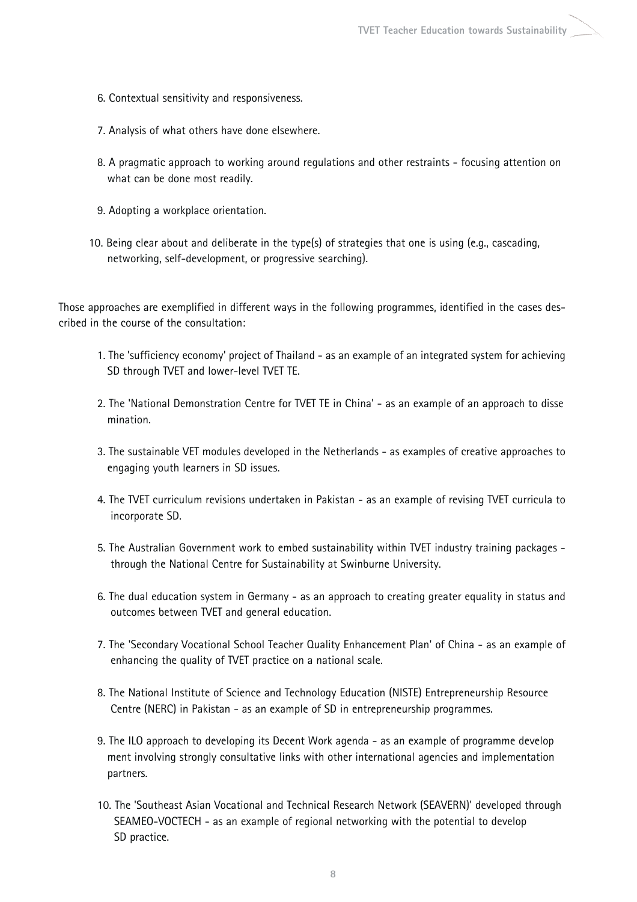6. Contextual sensitivity and responsiveness.

7. Analysis of what others have done elsewhere.

8. A pragmatic approach to working around regulations and other restraints - focusing attention on what can be done most readily.

9. Adopting a workplace orientation.

10. Being clear about and deliberate in the type(s) of strategies that one is using (e.g., cascading, networking, self-development, or progressive searching).

Those approaches are exemplified in different ways in the following programmes, identified in the cases described in the course of the consultation:

1. The 'sufficiency economy' project of Thailand - as an example of an integrated system for achieving SD through TVET and lower-level TVET TE.

2. The 'National Demonstration Centre for TVET TE in China' - as an example of an approach to dissemination.

3. The sustainable VET modules developed in the Netherlands - as examples of creative approaches to engaging youth learners in SD issues.

4. The TVET curriculum revisions undertaken in Pakistan - as an example of revising TVET curricula to incorporate SD.

5. The Australian Government work to embed sustainability within TVET industry training packages - through the National Centre for Sustainability at Swinburne University.

6. The dual education system in Germany - as an approach to creating greater equality in status and outcomes between TVET and general education.

7. The 'Secondary Vocational School Teacher Quality Enhancement Plan' of China - as an example of enhancing the quality of TVET practice on a national scale.

8. The National Institute of Science and Technology Education (NISTE) Entrepreneurship Resource Centre (NERC) in Pakistan - as an example of SD in entrepreneurship programmes.

9. The ILO approach to developing its Decent Work agenda - as an example of programme development involving strongly consultative links with other international agencies and implementation partners.

10. The 'Southeast Asian Vocational and Technical Research Network (SEAVERN)' developed through SEAMEO-VOCTECH - as an example of regional networking with the potential to develop SD practice.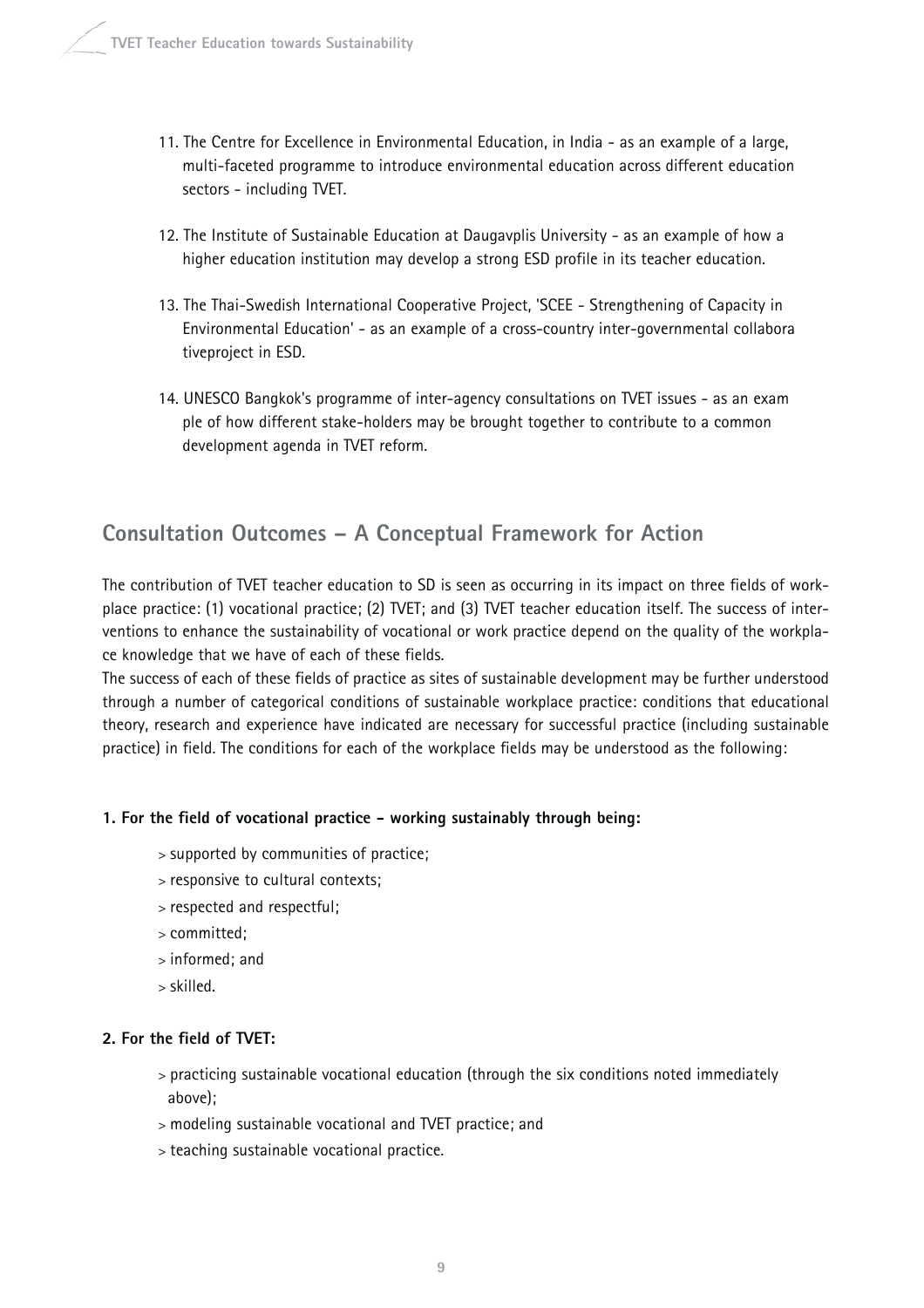11. The Centre for Excellence in Environmental Education, in India - as an example of a large, multi-faceted programme to introduce environmental education across different education sectors - including TVET.

12. The Institute of Sustainable Education at Daugavplis University - as an example of how a higher education institution may develop a strong ESD profile in its teacher education.

13. The Thai-Swedish International Cooperative Project, 'SCEE - Strengthening of Capacity in Environmental Education' - as an example of a cross-country inter-governmental collabora tiveproject in ESD.

14. UNESCO Bangkok's programme of inter-agency consultations on TVET issues - as an exam ple of how different stake-holders may be brought together to contribute to a common development agenda in TVET reform.

## Consultation Outcomes – A Conceptual Framework for Action

The contribution of TVET teacher education to SD is seen as occurring in its impact on three fields of workplace practice: (1) vocational practice; (2) TVET; and (3) TVET teacher education itself. The success of interventions to enhance the sustainability of vocational or work practice depend on the quality of the workplace knowledge that we have of each of these fields.

The success of each of these fields of practice as sites of sustainable development may be further understood through a number of categorical conditions of sustainable workplace practice: conditions that educational theory, research and experience have indicated are necessary for successful practice (including sustainable practice) in field. The conditions for each of the workplace fields may be understood as the following:

**1. For the field of vocational practice - working sustainably through being:**

> supported by communities of practice;
> responsive to cultural contexts;
> respected and respectful;
> committed;
> informed; and
> skilled.

**2. For the field of TVET:**

> practicing sustainable vocational education (through the six conditions noted immediately above);
> modeling sustainable vocational and TVET practice; and
> teaching sustainable vocational practice.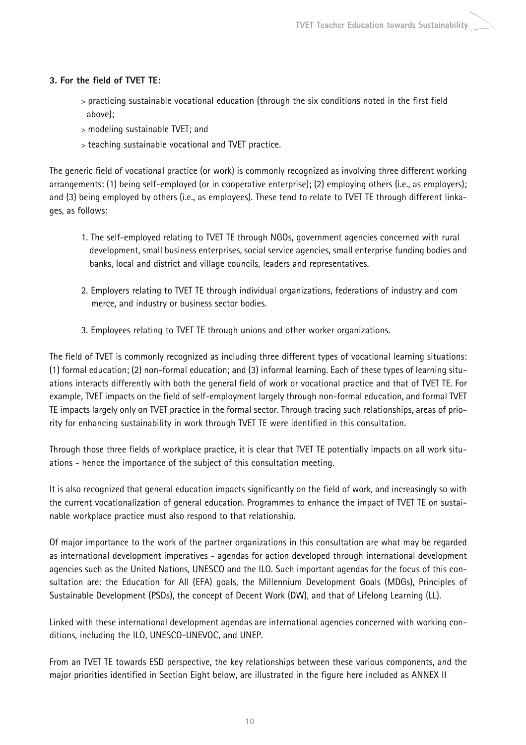**3. For the field of TVET TE:**

> practicing sustainable vocational education (through the six conditions noted in the first field above);
> modeling sustainable TVET; and
> teaching sustainable vocational and TVET practice.

The generic field of vocational practice (or work) is commonly recognized as involving three different working arrangements: (1) being self-employed (or in cooperative enterprise); (2) employing others (i.e., as employers); and (3) being employed by others (i.e., as employees). These tend to relate to TVET TE through different linkages, as follows:

1. The self-employed relating to TVET TE through NGOs, government agencies concerned with rural development, small business enterprises, social service agencies, small enterprise funding bodies and banks, local and district and village councils, leaders and representatives.

2. Employers relating to TVET TE through individual organizations, federations of industry and commerce, and industry or business sector bodies.

3. Employees relating to TVET TE through unions and other worker organizations.

The field of TVET is commonly recognized as including three different types of vocational learning situations: (1) formal education; (2) non-formal education; and (3) informal learning. Each of these types of learning situations interacts differently with both the general field of work or vocational practice and that of TVET TE. For example, TVET impacts on the field of self-employment largely through non-formal education, and formal TVET TE impacts largely only on TVET practice in the formal sector. Through tracing such relationships, areas of priority for enhancing sustainability in work through TVET TE were identified in this consultation.

Through those three fields of workplace practice, it is clear that TVET TE potentially impacts on all work situations - hence the importance of the subject of this consultation meeting.

It is also recognized that general education impacts significantly on the field of work, and increasingly so with the current vocationalization of general education. Programmes to enhance the impact of TVET TE on sustainable workplace practice must also respond to that relationship.

Of major importance to the work of the partner organizations in this consultation are what may be regarded as international development imperatives - agendas for action developed through international development agencies such as the United Nations, UNESCO and the ILO. Such important agendas for the focus of this consultation are: the Education for All (EFA) goals, the Millennium Development Goals (MDGs), Principles of Sustainable Development (PSDs), the concept of Decent Work (DW), and that of Lifelong Learning (LL).

Linked with these international development agendas are international agencies concerned with working conditions, including the ILO, UNESCO-UNEVOC, and UNEP.

From an TVET TE towards ESD perspective, the key relationships between these various components, and the major priorities identified in Section Eight below, are illustrated in the figure here included as ANNEX II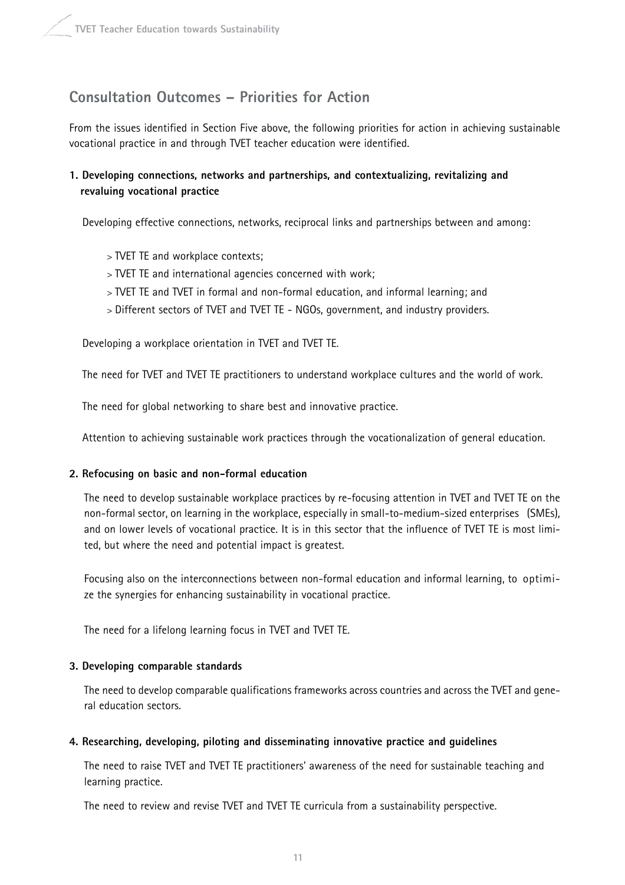## Consultation Outcomes – Priorities for Action

From the issues identified in Section Five above, the following priorities for action in achieving sustainable vocational practice in and through TVET teacher education were identified.

### 1. Developing connections, networks and partnerships, and contextualizing, revitalizing and revaluing vocational practice

Developing effective connections, networks, reciprocal links and partnerships between and among:

> TVET TE and workplace contexts;
> TVET TE and international agencies concerned with work;
> TVET TE and TVET in formal and non-formal education, and informal learning; and
> Different sectors of TVET and TVET TE - NGOs, government, and industry providers.

Developing a workplace orientation in TVET and TVET TE.

The need for TVET and TVET TE practitioners to understand workplace cultures and the world of work.

The need for global networking to share best and innovative practice.

Attention to achieving sustainable work practices through the vocationalization of general education.

### 2. Refocusing on basic and non-formal education

The need to develop sustainable workplace practices by re-focusing attention in TVET and TVET TE on the non-formal sector, on learning in the workplace, especially in small-to-medium-sized enterprises (SMEs), and on lower levels of vocational practice. It is in this sector that the influence of TVET TE is most limited, but where the need and potential impact is greatest.

Focusing also on the interconnections between non-formal education and informal learning, to optimize the synergies for enhancing sustainability in vocational practice.

The need for a lifelong learning focus in TVET and TVET TE.

### 3. Developing comparable standards

The need to develop comparable qualifications frameworks across countries and across the TVET and general education sectors.

### 4. Researching, developing, piloting and disseminating innovative practice and guidelines

The need to raise TVET and TVET TE practitioners' awareness of the need for sustainable teaching and learning practice.

The need to review and revise TVET and TVET TE curricula from a sustainability perspective.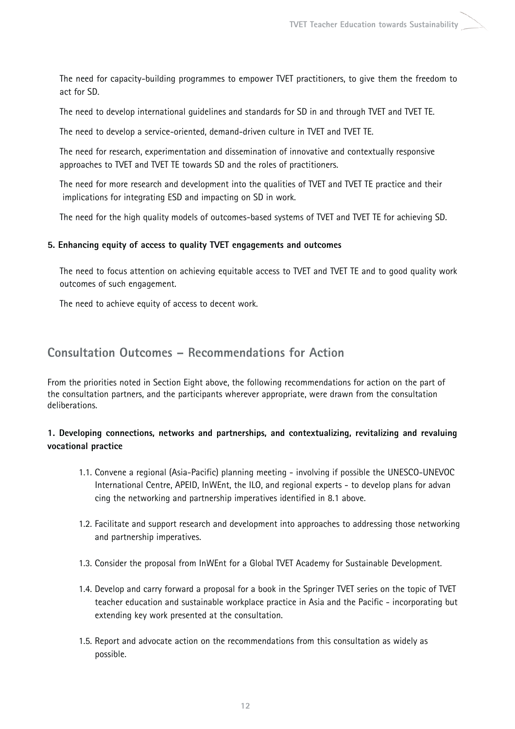The need for capacity-building programmes to empower TVET practitioners, to give them the freedom to act for SD.

The need to develop international guidelines and standards for SD in and through TVET and TVET TE.

The need to develop a service-oriented, demand-driven culture in TVET and TVET TE.

The need for research, experimentation and dissemination of innovative and contextually responsive approaches to TVET and TVET TE towards SD and the roles of practitioners.

The need for more research and development into the qualities of TVET and TVET TE practice and their implications for integrating ESD and impacting on SD in work.

The need for the high quality models of outcomes-based systems of TVET and TVET TE for achieving SD.

**5. Enhancing equity of access to quality TVET engagements and outcomes**

The need to focus attention on achieving equitable access to TVET and TVET TE and to good quality work outcomes of such engagement.

The need to achieve equity of access to decent work.

## Consultation Outcomes – Recommendations for Action

From the priorities noted in Section Eight above, the following recommendations for action on the part of the consultation partners, and the participants wherever appropriate, were drawn from the consultation deliberations.

**1. Developing connections, networks and partnerships, and contextualizing, revitalizing and revaluing vocational practice**

1.1. Convene a regional (Asia-Pacific) planning meeting - involving if possible the UNESCO-UNEVOC International Centre, APEID, InWEnt, the ILO, and regional experts - to develop plans for advancing the networking and partnership imperatives identified in 8.1 above.

1.2. Facilitate and support research and development into approaches to addressing those networking and partnership imperatives.

1.3. Consider the proposal from InWEnt for a Global TVET Academy for Sustainable Development.

1.4. Develop and carry forward a proposal for a book in the Springer TVET series on the topic of TVET teacher education and sustainable workplace practice in Asia and the Pacific - incorporating but extending key work presented at the consultation.

1.5. Report and advocate action on the recommendations from this consultation as widely as possible.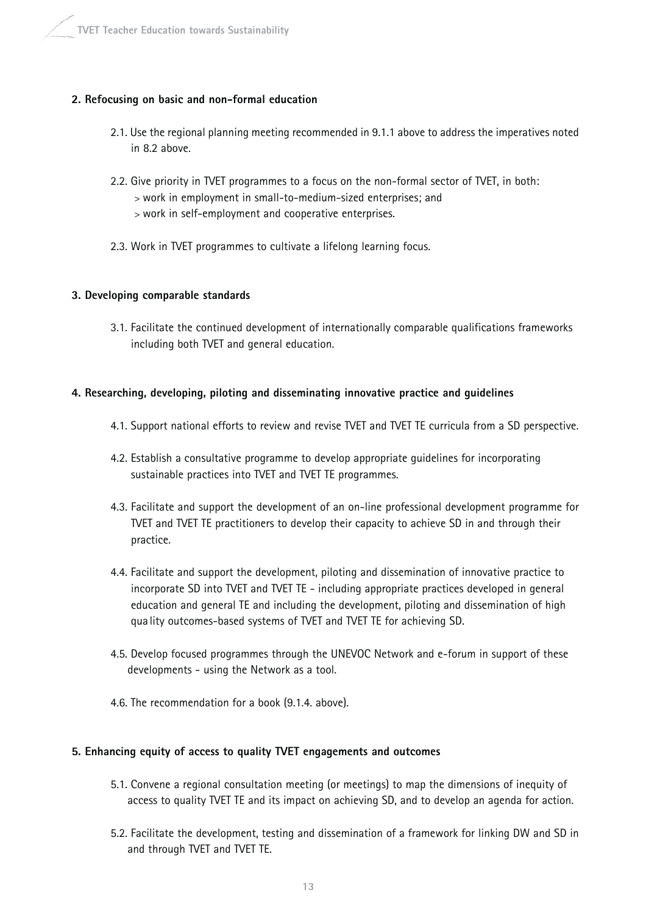**2. Refocusing on basic and non-formal education**

2.1. Use the regional planning meeting recommended in 9.1.1 above to address the imperatives noted in 8.2 above.

2.2. Give priority in TVET programmes to a focus on the non-formal sector of TVET, in both:
> work in employment in small-to-medium-sized enterprises; and
> work in self-employment and cooperative enterprises.

2.3. Work in TVET programmes to cultivate a lifelong learning focus.

**3. Developing comparable standards**

3.1. Facilitate the continued development of internationally comparable qualifications frameworks including both TVET and general education.

**4. Researching, developing, piloting and disseminating innovative practice and guidelines**

4.1. Support national efforts to review and revise TVET and TVET TE curricula from a SD perspective.

4.2. Establish a consultative programme to develop appropriate guidelines for incorporating sustainable practices into TVET and TVET TE programmes.

4.3. Facilitate and support the development of an on-line professional development programme for TVET and TVET TE practitioners to develop their capacity to achieve SD in and through their practice.

4.4. Facilitate and support the development, piloting and dissemination of innovative practice to incorporate SD into TVET and TVET TE - including appropriate practices developed in general education and general TE and including the development, piloting and dissemination of high quality outcomes-based systems of TVET and TVET TE for achieving SD.

4.5. Develop focused programmes through the UNEVOC Network and e-forum in support of these developments - using the Network as a tool.

4.6. The recommendation for a book (9.1.4. above).

**5. Enhancing equity of access to quality TVET engagements and outcomes**

5.1. Convene a regional consultation meeting (or meetings) to map the dimensions of inequity of access to quality TVET TE and its impact on achieving SD, and to develop an agenda for action.

5.2. Facilitate the development, testing and dissemination of a framework for linking DW and SD in and through TVET and TVET TE.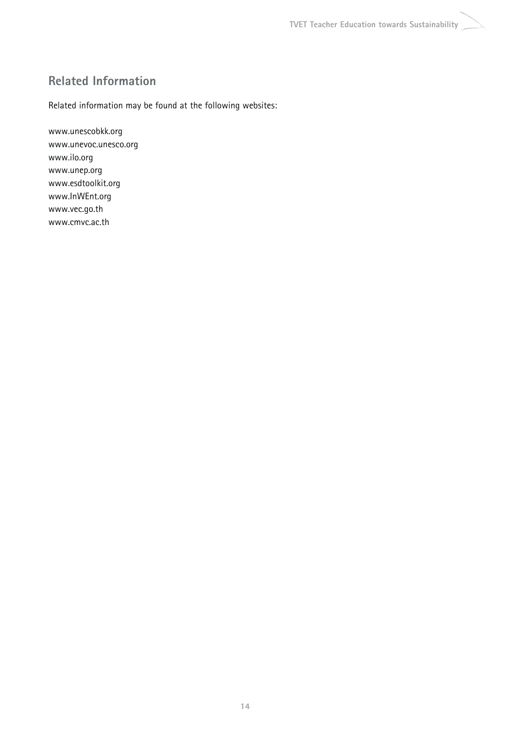## Related Information

Related information may be found at the following websites:

www.unescobkk.org
www.unevoc.unesco.org
www.ilo.org
www.unep.org
www.esdtoolkit.org
www.InWEnt.org
www.vec.go.th
www.cmvc.ac.th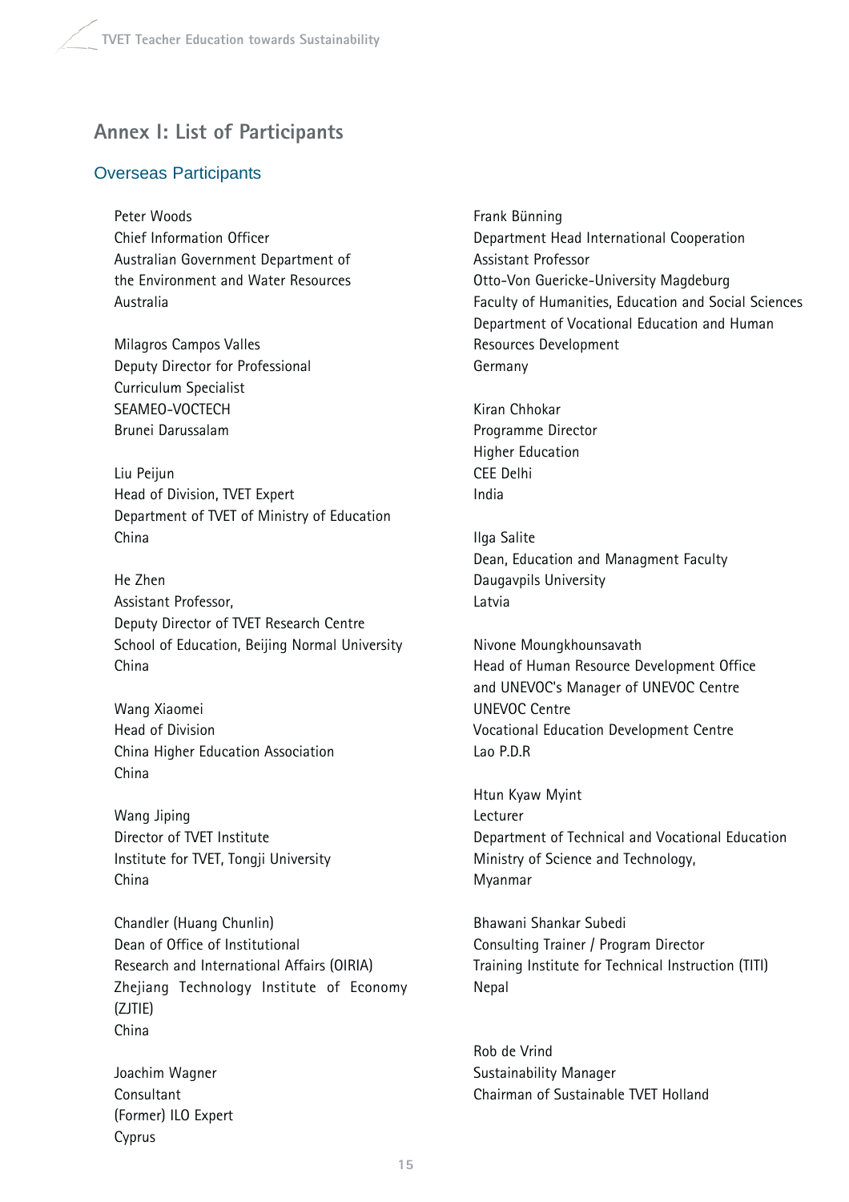## Annex I: List of Participants

### Overseas Participants

Peter Woods
Chief Information Officer
Australian Government Department of the Environment and Water Resources
Australia

Milagros Campos Valles
Deputy Director for Professional Curriculum Specialist
SEAMEO-VOCTECH
Brunei Darussalam

Liu Peijun
Head of Division, TVET Expert
Department of TVET of Ministry of Education
China

He Zhen
Assistant Professor,
Deputy Director of TVET Research Centre
School of Education, Beijing Normal University
China

Wang Xiaomei
Head of Division
China Higher Education Association
China

Wang Jiping
Director of TVET Institute
Institute for TVET, Tongji University
China

Chandler (Huang Chunlin)
Dean of Office of Institutional Research and International Affairs (OIRIA)
Zhejiang Technology Institute of Economy (ZJTIE)
China

Joachim Wagner
Consultant
(Former) ILO Expert
Cyprus

Frank Bünning
Department Head International Cooperation
Assistant Professor
Otto-Von Guericke-University Magdeburg
Faculty of Humanities, Education and Social Sciences
Department of Vocational Education and Human Resources Development
Germany

Kiran Chhokar
Programme Director
Higher Education
CEE Delhi
India

Ilga Salite
Dean, Education and Managment Faculty
Daugavpils University
Latvia

Nivone Moungkhounsavath
Head of Human Resource Development Office and UNEVOC's Manager of UNEVOC Centre
UNEVOC Centre
Vocational Education Development Centre
Lao P.D.R

Htun Kyaw Myint
Lecturer
Department of Technical and Vocational Education
Ministry of Science and Technology,
Myanmar

Bhawani Shankar Subedi
Consulting Trainer / Program Director
Training Institute for Technical Instruction (TITI)
Nepal

Rob de Vrind
Sustainability Manager
Chairman of Sustainable TVET Holland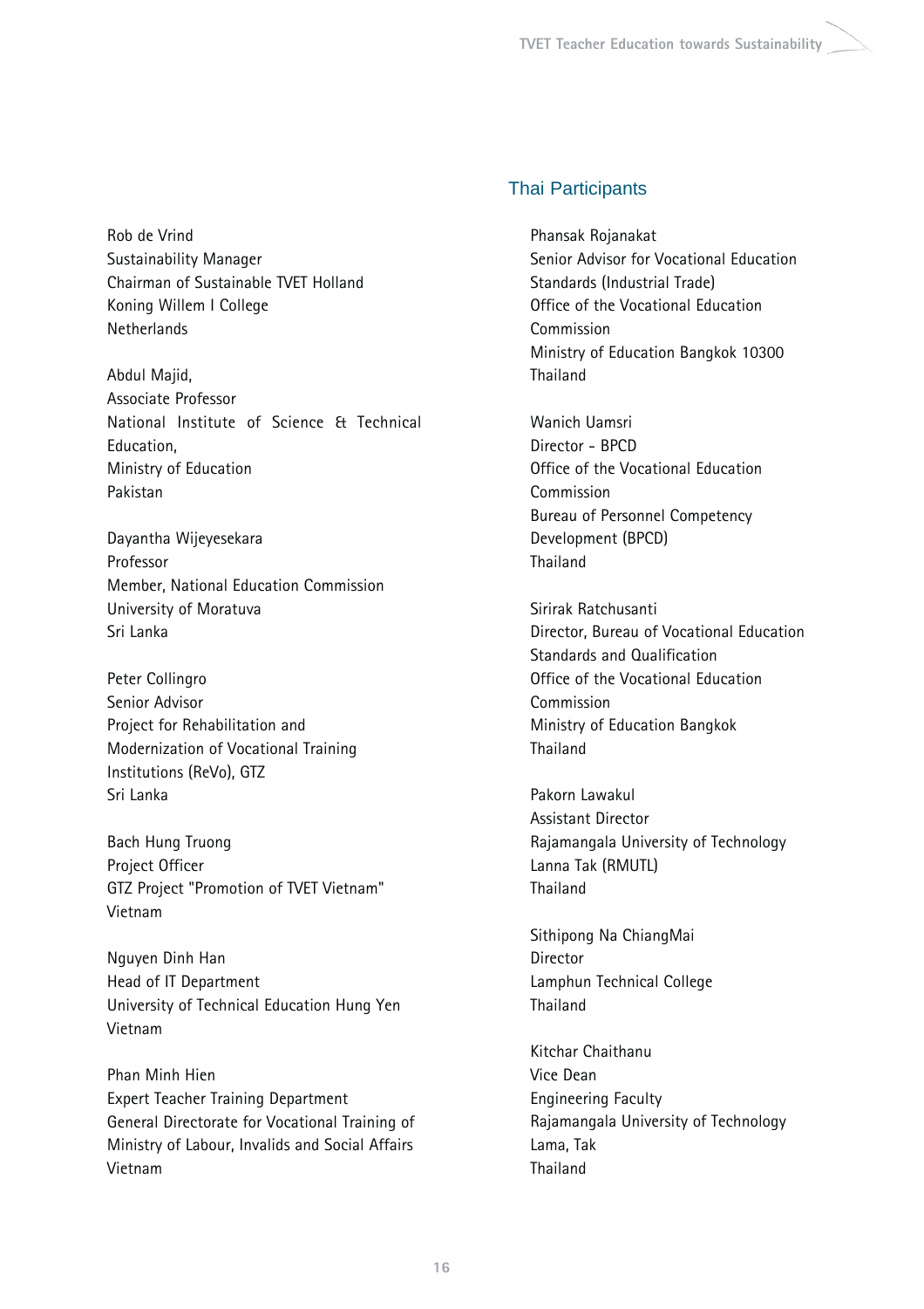Rob de Vrind
Sustainability Manager
Chairman of Sustainable TVET Holland
Koning Willem I College
Netherlands

Abdul Majid,
Associate Professor
National Institute of Science & Technical Education,
Ministry of Education
Pakistan

Dayantha Wijeyesekara
Professor
Member, National Education Commission
University of Moratuva
Sri Lanka

Peter Collingro
Senior Advisor
Project for Rehabilitation and Modernization of Vocational Training Institutions (ReVo), GTZ
Sri Lanka

Bach Hung Truong
Project Officer
GTZ Project "Promotion of TVET Vietnam"
Vietnam

Nguyen Dinh Han
Head of IT Department
University of Technical Education Hung Yen
Vietnam

Phan Minh Hien
Expert Teacher Training Department
General Directorate for Vocational Training of Ministry of Labour, Invalids and Social Affairs
Vietnam

## Thai Participants

Phansak Rojanakat
Senior Advisor for Vocational Education Standards (Industrial Trade)
Office of the Vocational Education Commission
Ministry of Education Bangkok 10300
Thailand

Wanich Uamsri
Director - BPCD
Office of the Vocational Education Commission
Bureau of Personnel Competency Development (BPCD)
Thailand

Sirirak Ratchusanti
Director, Bureau of Vocational Education Standards and Qualification
Office of the Vocational Education Commission
Ministry of Education Bangkok
Thailand

Pakorn Lawakul
Assistant Director
Rajamangala University of Technology Lanna Tak (RMUTL)
Thailand

Sithipong Na ChiangMai
Director
Lamphun Technical College
Thailand

Kitchar Chaithanu
Vice Dean
Engineering Faculty
Rajamangala University of Technology Lama, Tak
Thailand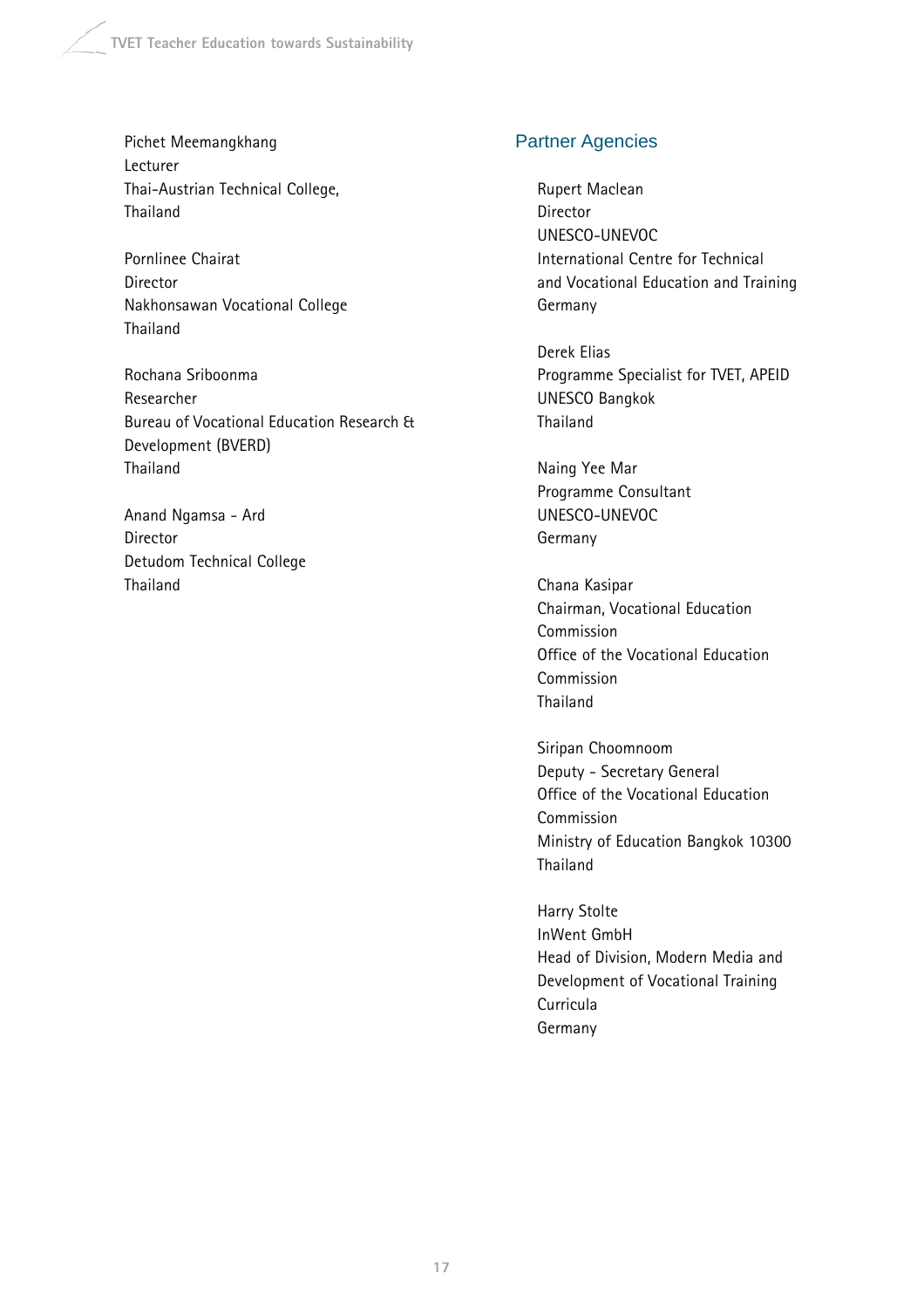Pichet Meemangkhang
Lecturer
Thai-Austrian Technical College,
Thailand

Pornlinee Chairat
Director
Nakhonsawan Vocational College
Thailand

Rochana Sriboonma
Researcher
Bureau of Vocational Education Research &
Development (BVERD)
Thailand

Anand Ngamsa - Ard
Director
Detudom Technical College
Thailand

## Partner Agencies

Rupert Maclean
Director
UNESCO-UNEVOC
International Centre for Technical
and Vocational Education and Training
Germany

Derek Elias
Programme Specialist for TVET, APEID
UNESCO Bangkok
Thailand

Naing Yee Mar
Programme Consultant
UNESCO-UNEVOC
Germany

Chana Kasipar
Chairman, Vocational Education
Commission
Office of the Vocational Education
Commission
Thailand

Siripan Choomnoom
Deputy - Secretary General
Office of the Vocational Education
Commission
Ministry of Education Bangkok 10300
Thailand

Harry Stolte
InWent GmbH
Head of Division, Modern Media and
Development of Vocational Training
Curricula
Germany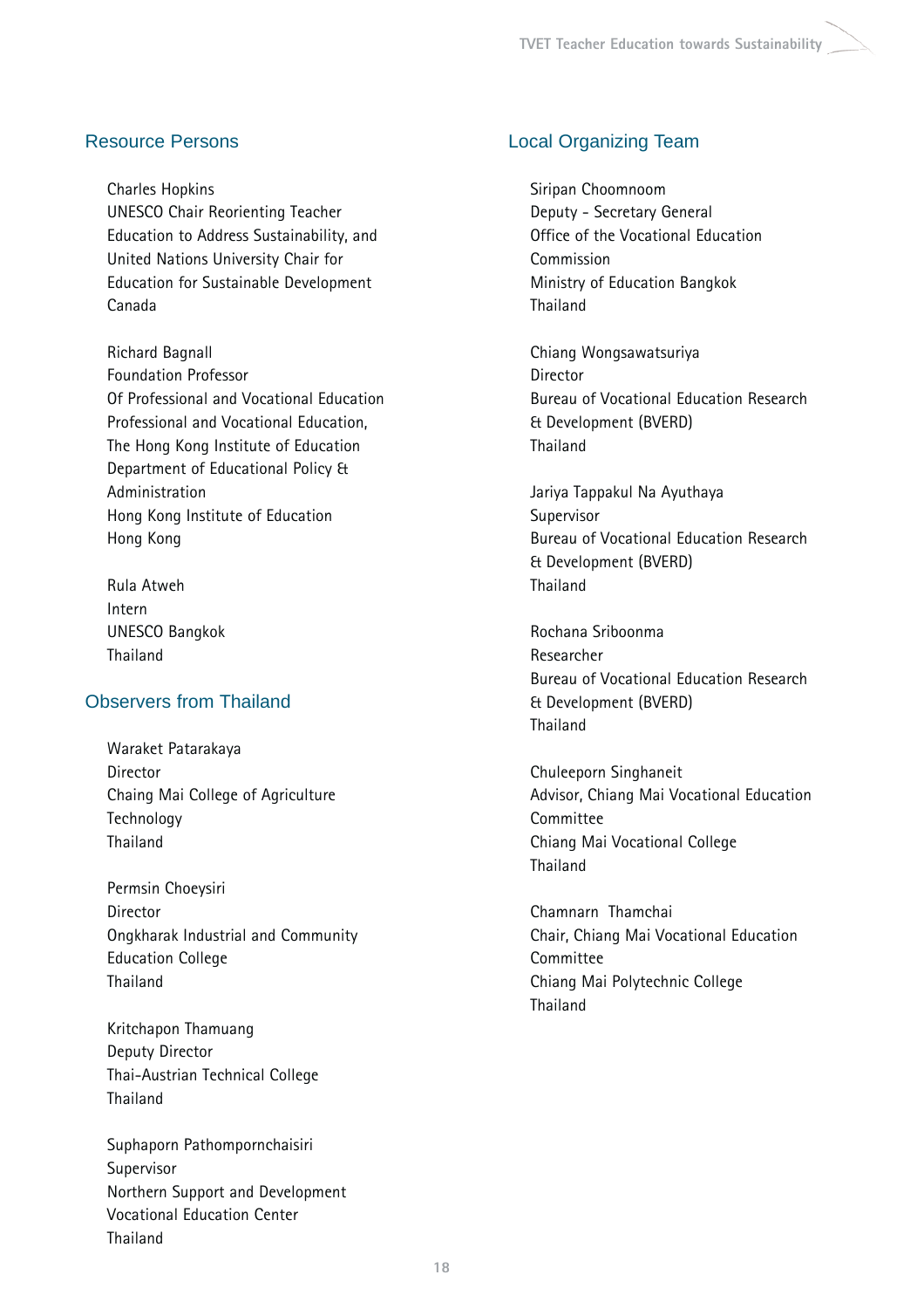## Resource Persons

Charles Hopkins
UNESCO Chair Reorienting Teacher Education to Address Sustainability, and United Nations University Chair for Education for Sustainable Development
Canada

Richard Bagnall
Foundation Professor
Of Professional and Vocational Education
Professional and Vocational Education,
The Hong Kong Institute of Education
Department of Educational Policy & Administration
Hong Kong Institute of Education
Hong Kong

Rula Atweh
Intern
UNESCO Bangkok
Thailand

## Observers from Thailand

Waraket Patarakaya
Director
Chaing Mai College of Agriculture Technology
Thailand

Permsin Choeysiri
Director
Ongkharak Industrial and Community Education College
Thailand

Kritchapon Thamuang
Deputy Director
Thai-Austrian Technical College
Thailand

Suphaporn Pathompornchaisiri
Supervisor
Northern Support and Development Vocational Education Center
Thailand

## Local Organizing Team

Siripan Choomnoom
Deputy - Secretary General
Office of the Vocational Education Commission
Ministry of Education Bangkok
Thailand

Chiang Wongsawatsuriya
Director
Bureau of Vocational Education Research & Development (BVERD)
Thailand

Jariya Tappakul Na Ayuthaya
Supervisor
Bureau of Vocational Education Research & Development (BVERD)
Thailand

Rochana Sriboonma
Researcher
Bureau of Vocational Education Research & Development (BVERD)
Thailand

Chuleeporn Singhaneit
Advisor, Chiang Mai Vocational Education Committee
Chiang Mai Vocational College
Thailand

Chamnarn Thamchai
Chair, Chiang Mai Vocational Education Committee
Chiang Mai Polytechnic College
Thailand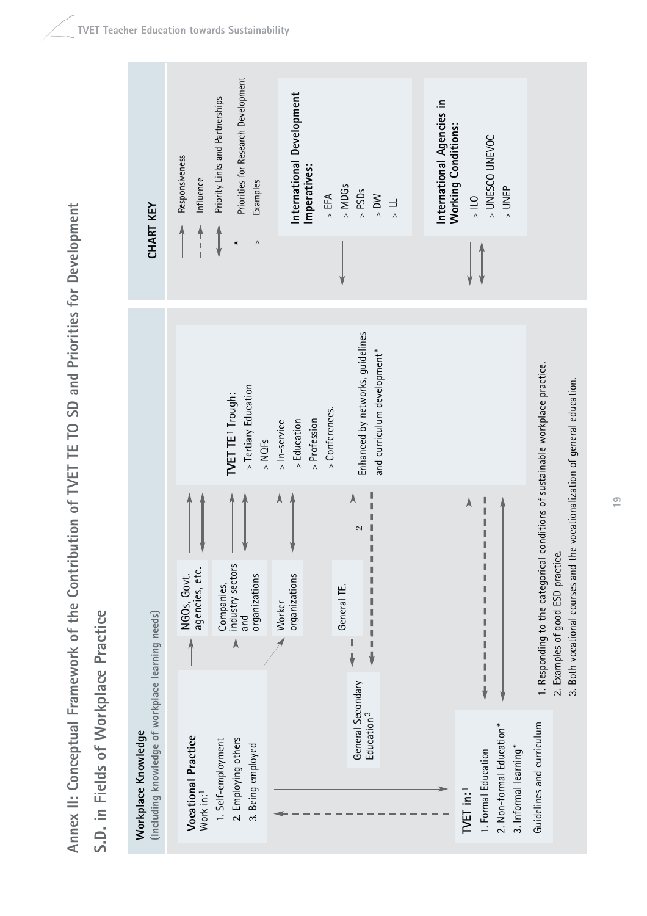# Annex II: Conceptual Framework of the Contribution of TVET TE TO SD and Priorities for Development

## S.D. in Fields of Workplace Practice

**Workplace Knowledge**
**(Including knowledge of workplace learning needs)**

**Vocational Practice**
Work in:[1]

1. Self-employment
2. Employing others
3. Being employed

NGOs, Govt. agencies, etc.

Companies, industry sectors and organizations

Worker organizations

General TE.

General Secondary Education[3]

**TVET TE**[1] Trough:

- > Tertiary Education
- > NQFs
- > In-service
- > Education
- > Profession
- > Conferences.

Enhanced by networks, guidelines and curriculum development*

**TVET in:**[1]

1. Formal Education
2. Non-formal Education*
3. Informal learning*

Guidelines and curriculum

1. Responding to the categorical conditions of sustainable workplace practice.
2. Examples of good ESD practice.
3. Both vocational courses and the vocationalization of general education.

**CHART KEY**

- → Responsiveness
- - - → Influence
- ↔ Priority Links and Partnerships
- \* Priorities for Research Development
- \> Examples

**International Development Imperatives:**

- > EFA
- > MDGs
- > PSDs
- > DW
- > LL

**International Agencies in Working Conditions:**

- > ILO
- > UNESCO UNEVOC
- > UNEP